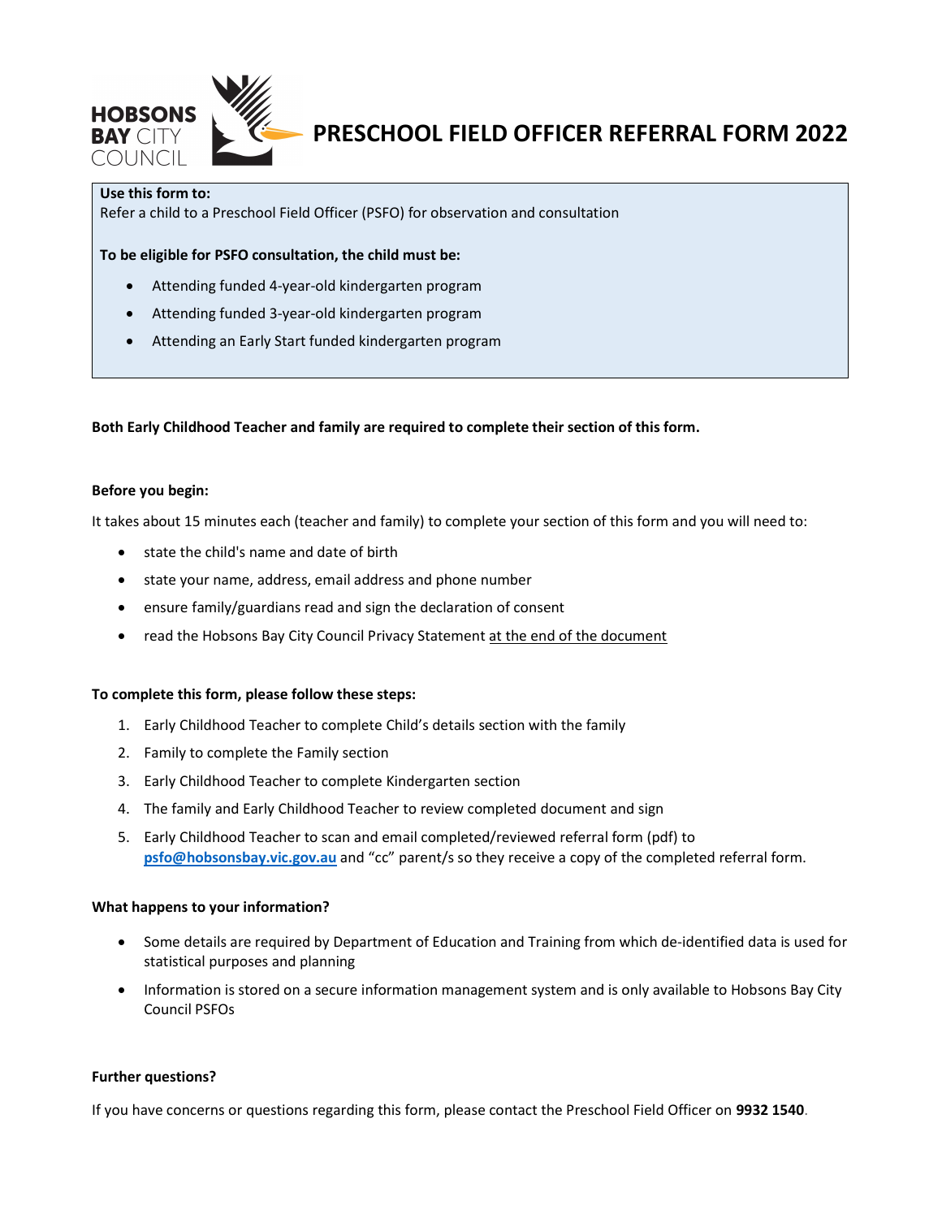HOBSONS BAY CITY COUNCIL

# PRESCHOOL FIELD OFFICER REFERRAL FORM 2022

**Use this form to:**
Refer a child to a Preschool Field Officer (PSFO) for observation and consultation

**To be eligible for PSFO consultation, the child must be:**

- Attending funded 4-year-old kindergarten program
- Attending funded 3-year-old kindergarten program
- Attending an Early Start funded kindergarten program

**Both Early Childhood Teacher and family are required to complete their section of this form.**

**Before you begin:**

It takes about 15 minutes each (teacher and family) to complete your section of this form and you will need to:

- state the child's name and date of birth
- state your name, address, email address and phone number
- ensure family/guardians read and sign the declaration of consent
- read the Hobsons Bay City Council Privacy Statement at the end of the document

**To complete this form, please follow these steps:**

1. Early Childhood Teacher to complete Child's details section with the family
2. Family to complete the Family section
3. Early Childhood Teacher to complete Kindergarten section
4. The family and Early Childhood Teacher to review completed document and sign
5. Early Childhood Teacher to scan and email completed/reviewed referral form (pdf) to **psfo@hobsonsbay.vic.gov.au** and "cc" parent/s so they receive a copy of the completed referral form.

**What happens to your information?**

- Some details are required by Department of Education and Training from which de-identified data is used for statistical purposes and planning
- Information is stored on a secure information management system and is only available to Hobsons Bay City Council PSFOs

**Further questions?**

If you have concerns or questions regarding this form, please contact the Preschool Field Officer on **9932 1540**.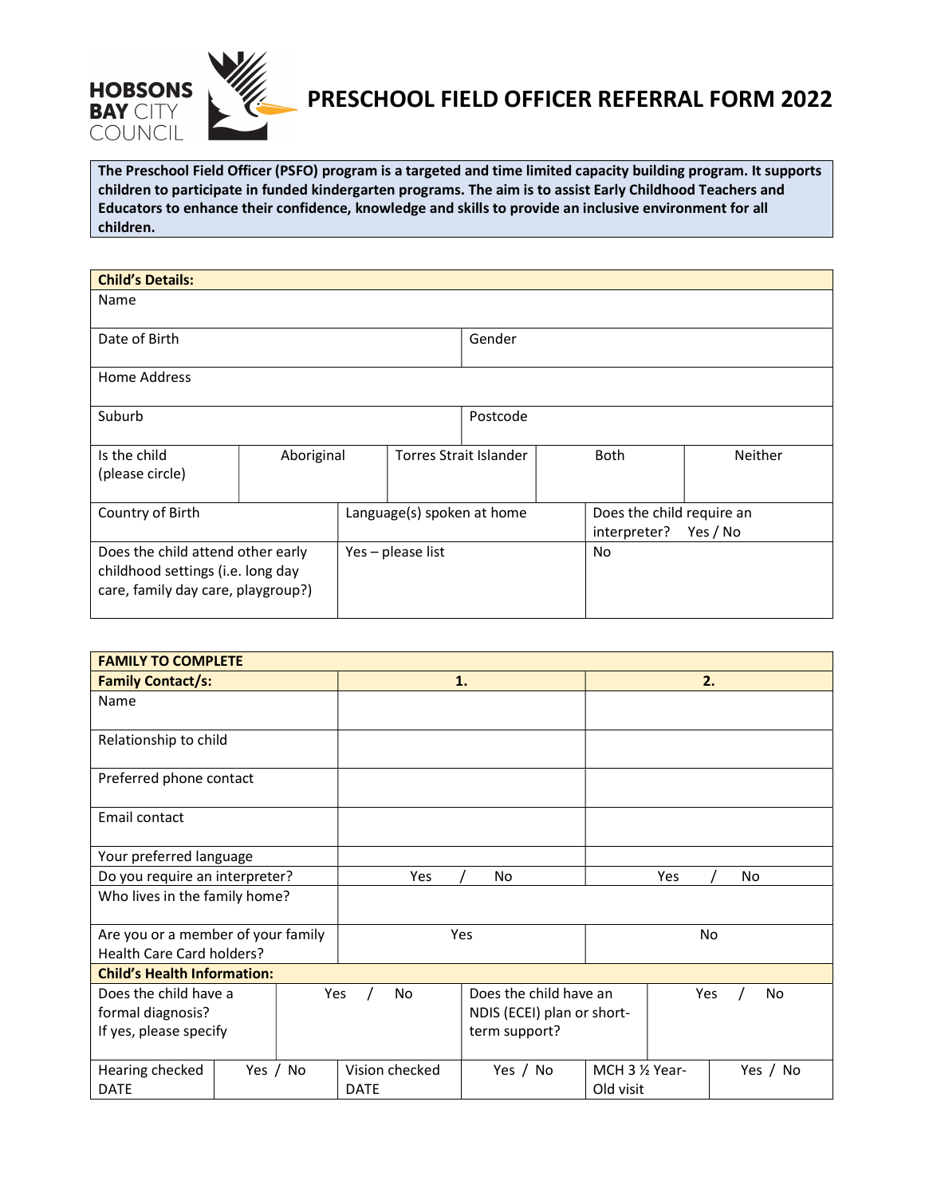HOBSONS BAY CITY COUNCIL

# PRESCHOOL FIELD OFFICER REFERRAL FORM 2022

**The Preschool Field Officer (PSFO) program is a targeted and time limited capacity building program. It supports children to participate in funded kindergarten programs. The aim is to assist Early Childhood Teachers and Educators to enhance their confidence, knowledge and skills to provide an inclusive environment for all children.**

| **Child's Details:** | | | | |
|---|---|---|---|---|
| Name | | | | |
| Date of Birth | | Gender | | |
| Home Address | | | | |
| Suburb | | Postcode | | |
| Is the child (please circle) | Aboriginal | Torres Strait Islander | Both | Neither |
| Country of Birth | Language(s) spoken at home | | Does the child require an interpreter? Yes / No | |
| Does the child attend other early childhood settings (i.e. long day care, family day care, playgroup?) | Yes – please list | | No | |

| **FAMILY TO COMPLETE** | | |
|---|---|---|
| **Family Contact/s:** | **1.** | **2.** |
| Name | | |
| Relationship to child | | |
| Preferred phone contact | | |
| Email contact | | |
| Your preferred language | | |
| Do you require an interpreter? | Yes / No | Yes / No |
| Who lives in the family home? | | |
| Are you or a member of your family Health Care Card holders? | Yes | No |

| **Child's Health Information:** | | | | | |
|---|---|---|---|---|---|
| Does the child have a formal diagnosis? If yes, please specify | Yes / No | | Does the child have an NDIS (ECEI) plan or short-term support? | Yes / No | |
| Hearing checked DATE | Yes / No | Vision checked DATE | Yes / No | MCH 3 ½ Year-Old visit | Yes / No |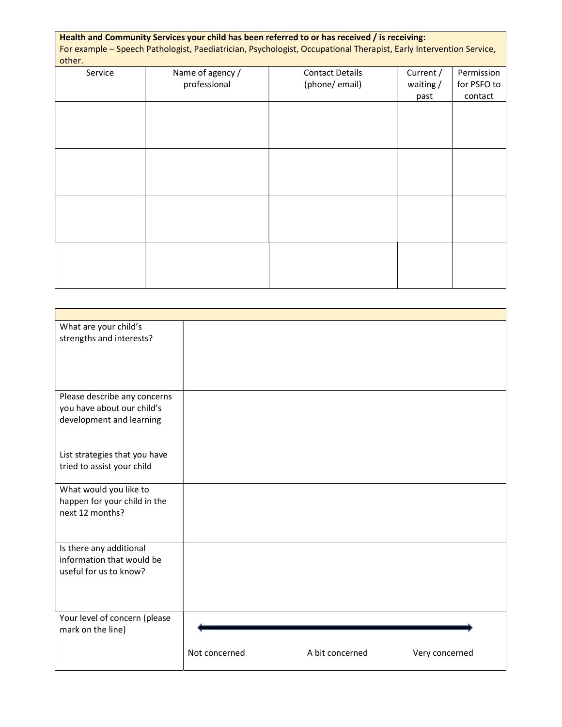**Health and Community Services your child has been referred to or has received / is receiving:**
For example – Speech Pathologist, Paediatrician, Psychologist, Occupational Therapist, Early Intervention Service, other.

| Service | Name of agency / professional | Contact Details (phone/ email) | Current / waiting / past | Permission for PSFO to contact |
|---|---|---|---|---|
| | | | | |
| | | | | |
| | | | | |
| | | | | |

| | |
|---|---|
| What are your child's strengths and interests? | |
| Please describe any concerns you have about our child's development and learning<br><br>List strategies that you have tried to assist your child | |
| What would you like to happen for your child in the next 12 months? | |
| Is there any additional information that would be useful for us to know? | |
| Your level of concern (please mark on the line) | ⟵⟶<br>Not concerned A bit concerned Very concerned |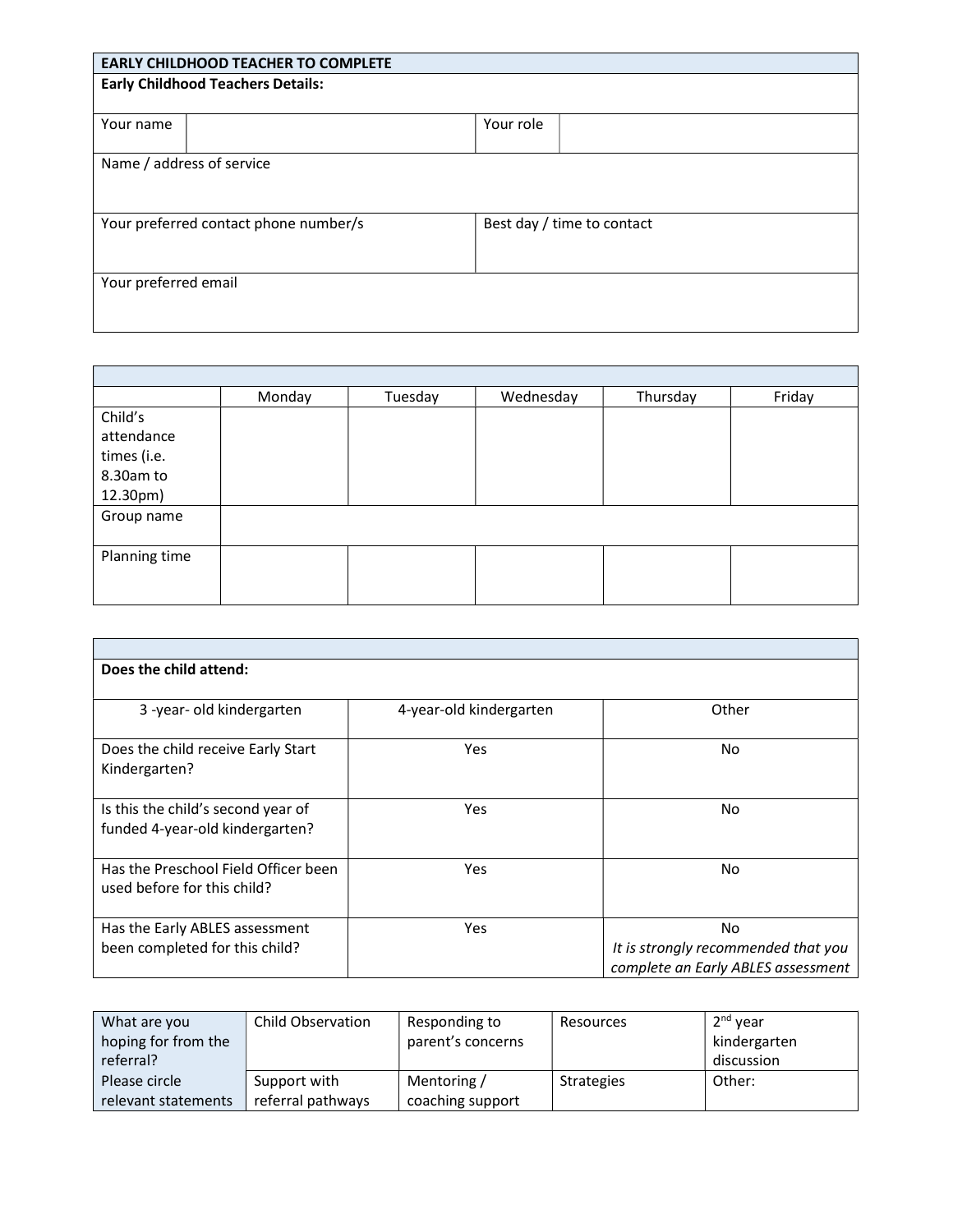| EARLY CHILDHOOD TEACHER TO COMPLETE | | | |
|---|---|---|---|
| **Early Childhood Teachers Details:** | | | |
| Your name | | Your role | |
| Name / address of service | | | |
| Your preferred contact phone number/s | | Best day / time to contact | |
| Your preferred email | | | |

| | Monday | Tuesday | Wednesday | Thursday | Friday |
|---|---|---|---|---|---|
| Child's attendance times (i.e. 8.30am to 12.30pm) | | | | | |
| Group name | | | | | |
| Planning time | | | | | |

| **Does the child attend:** | | |
|---|---|---|
| 3 -year- old kindergarten | 4-year-old kindergarten | Other |
| Does the child receive Early Start Kindergarten? | Yes | No |
| Is this the child's second year of funded 4-year-old kindergarten? | Yes | No |
| Has the Preschool Field Officer been used before for this child? | Yes | No |
| Has the Early ABLES assessment been completed for this child? | Yes | No *It is strongly recommended that you complete an Early ABLES assessment* |

| What are you hoping for from the referral? Please circle relevant statements | Child Observation | Responding to parent's concerns | Resources | 2nd year kindergarten discussion |
|---|---|---|---|---|
| | Support with referral pathways | Mentoring / coaching support | Strategies | Other: |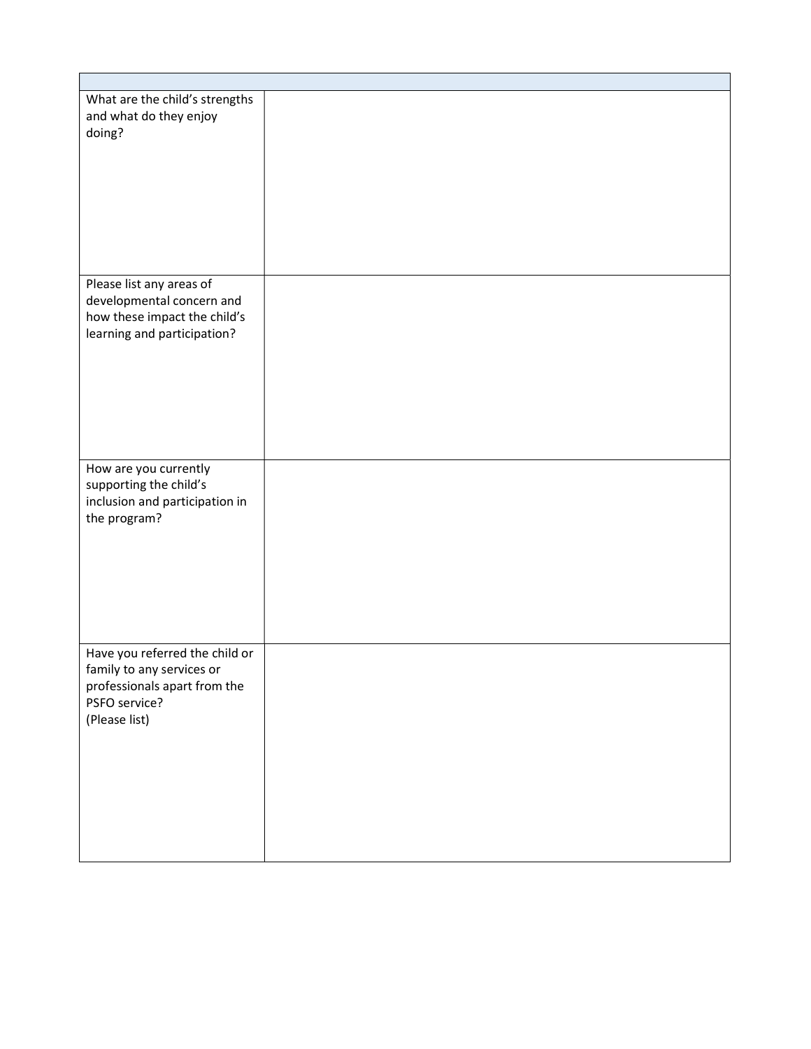| | |
|---|---|
| What are the child's strengths and what do they enjoy doing? | |
| Please list any areas of developmental concern and how these impact the child's learning and participation? | |
| How are you currently supporting the child's inclusion and participation in the program? | |
| Have you referred the child or family to any services or professionals apart from the PSFO service? (Please list) | |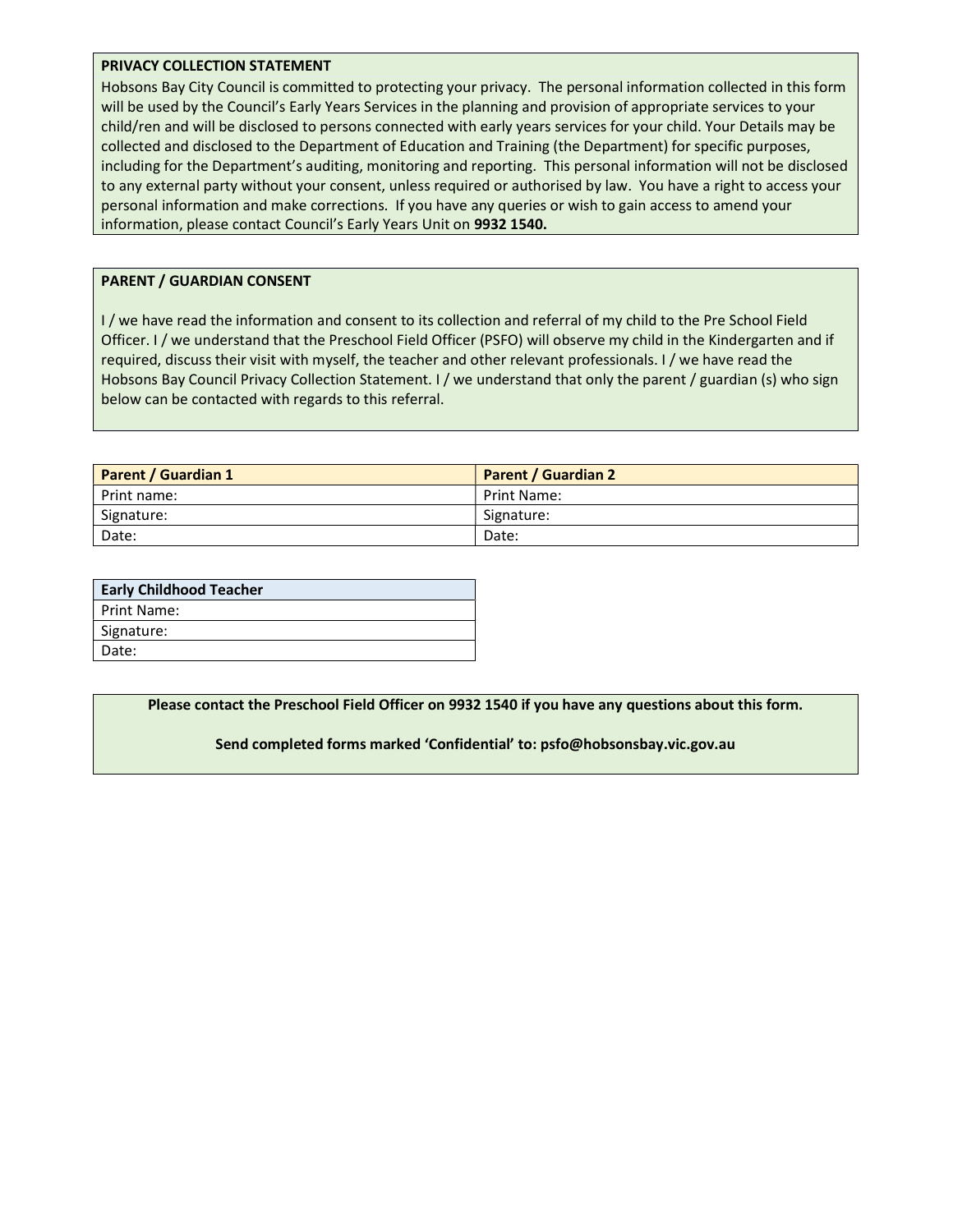**PRIVACY COLLECTION STATEMENT**

Hobsons Bay City Council is committed to protecting your privacy. The personal information collected in this form will be used by the Council's Early Years Services in the planning and provision of appropriate services to your child/ren and will be disclosed to persons connected with early years services for your child. Your Details may be collected and disclosed to the Department of Education and Training (the Department) for specific purposes, including for the Department's auditing, monitoring and reporting. This personal information will not be disclosed to any external party without your consent, unless required or authorised by law. You have a right to access your personal information and make corrections. If you have any queries or wish to gain access to amend your information, please contact Council's Early Years Unit on **9932 1540.**

**PARENT / GUARDIAN CONSENT**

I / we have read the information and consent to its collection and referral of my child to the Pre School Field Officer. I / we understand that the Preschool Field Officer (PSFO) will observe my child in the Kindergarten and if required, discuss their visit with myself, the teacher and other relevant professionals. I / we have read the Hobsons Bay Council Privacy Collection Statement. I / we understand that only the parent / guardian (s) who sign below can be contacted with regards to this referral.

| Parent / Guardian 1 | Parent / Guardian 2 |
|---|---|
| Print name: | Print Name: |
| Signature: | Signature: |
| Date: | Date: |

| Early Childhood Teacher |
|---|
| Print Name: |
| Signature: |
| Date: |

**Please contact the Preschool Field Officer on 9932 1540 if you have any questions about this form.**

**Send completed forms marked 'Confidential' to: psfo@hobsonsbay.vic.gov.au**